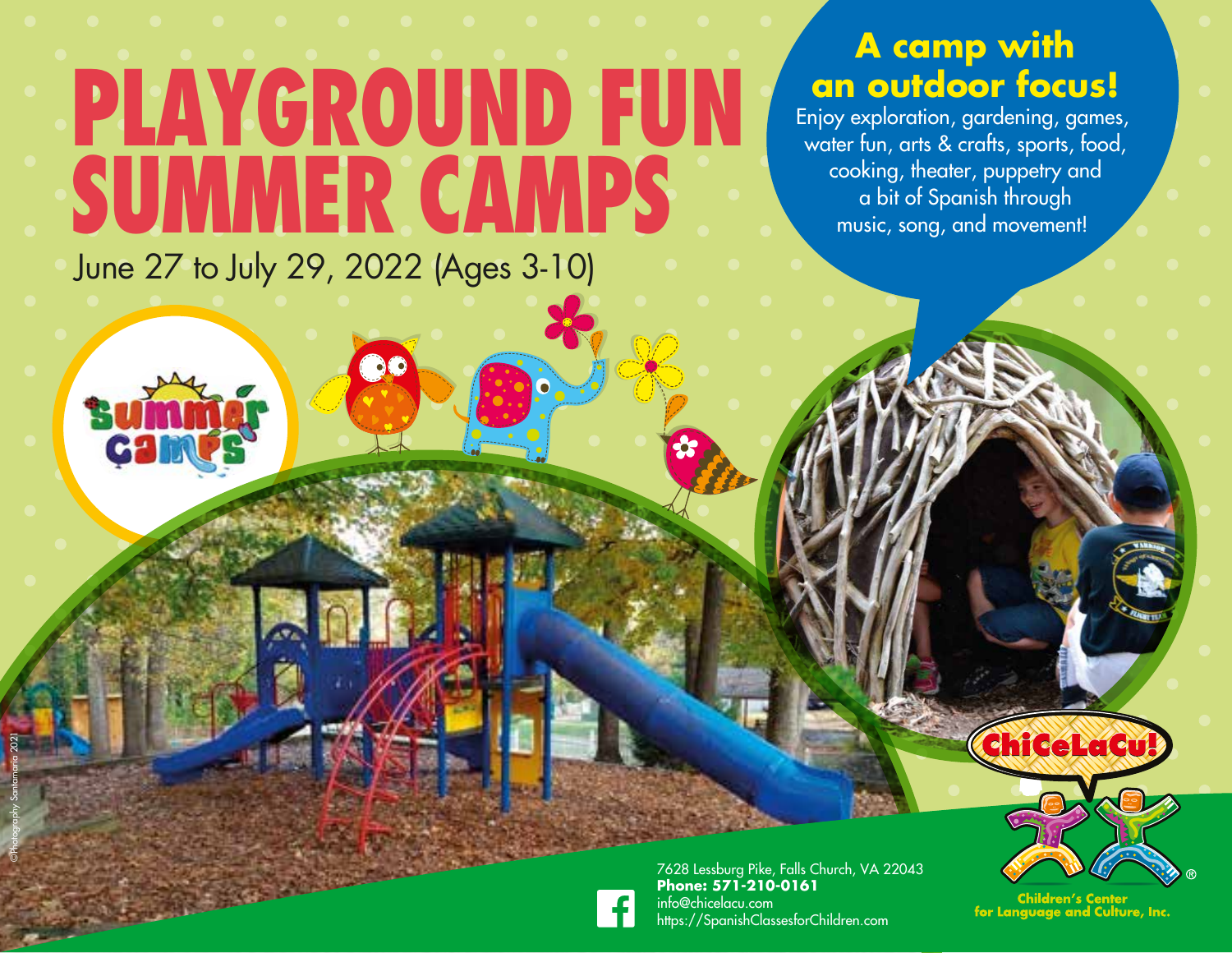# PLAYGROUND FUN SUMMER CAMPS

June 27 to July 29, 2022 (Ages 3-10)

## A camp with an outdoor focus!

Enjoy exploration, gardening, games, water fun, arts & crafts, sports, food, cooking, theater, puppetry and a bit of Spanish through music, song, and movement!

Summer Camps

7628 Lessburg Pike, Falls Church, VA 22043
**Phone: 571-210-0161**
info@chicelacu.com
https://SpanishClassesforChildren.com

ChiCeLaCu!®

**Children's Center for Language and Culture, Inc.**

©Photography Santamaria 2021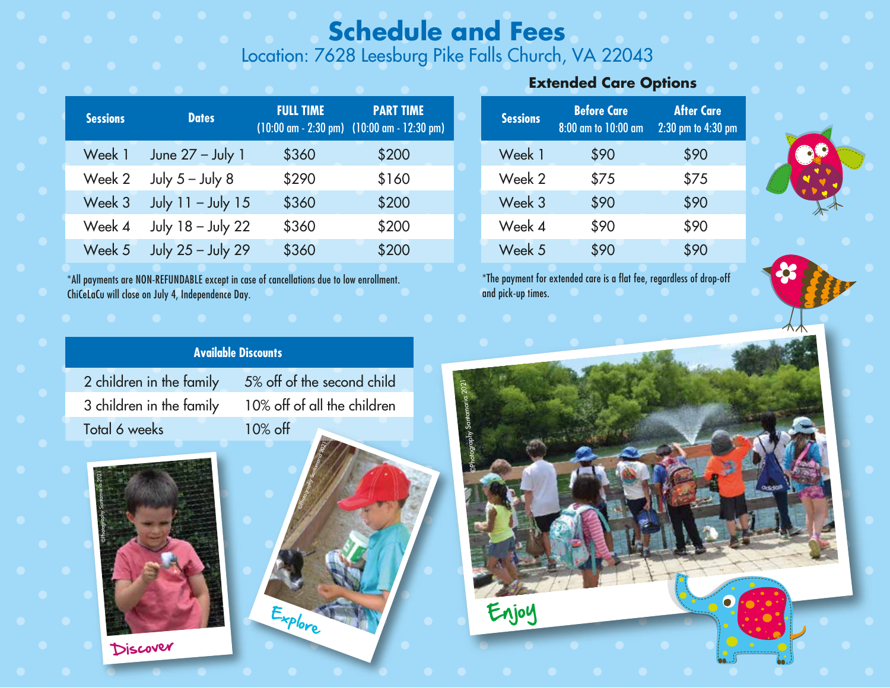# Schedule and Fees

Location: 7628 Leesburg Pike Falls Church, VA 22043

| Sessions | Dates | FULL TIME (10:00 am - 2:30 pm) | PART TIME (10:00 am - 12:30 pm) |
|---|---|---|---|
| Week 1 | June 27 – July 1 | $360 | $200 |
| Week 2 | July 5 – July 8 | $290 | $160 |
| Week 3 | July 11 – July 15 | $360 | $200 |
| Week 4 | July 18 – July 22 | $360 | $200 |
| Week 5 | July 25 – July 29 | $360 | $200 |

*All payments are NON-REFUNDABLE except in case of cancellations due to low enrollment. ChiCeLaCu will close on July 4, Independence Day.

## Extended Care Options

| Sessions | Before Care 8:00 am to 10:00 am | After Care 2:30 pm to 4:30 pm |
|---|---|---|
| Week 1 | $90 | $90 |
| Week 2 | $75 | $75 |
| Week 3 | $90 | $90 |
| Week 4 | $90 | $90 |
| Week 5 | $90 | $90 |

*The payment for extended care is a flat fee, regardless of drop-off and pick-up times.

| Available Discounts | |
|---|---|
| 2 children in the family | 5% off of the second child |
| 3 children in the family | 10% off of all the children |
| Total 6 weeks | 10% off |

Discover

Explore

Enjoy